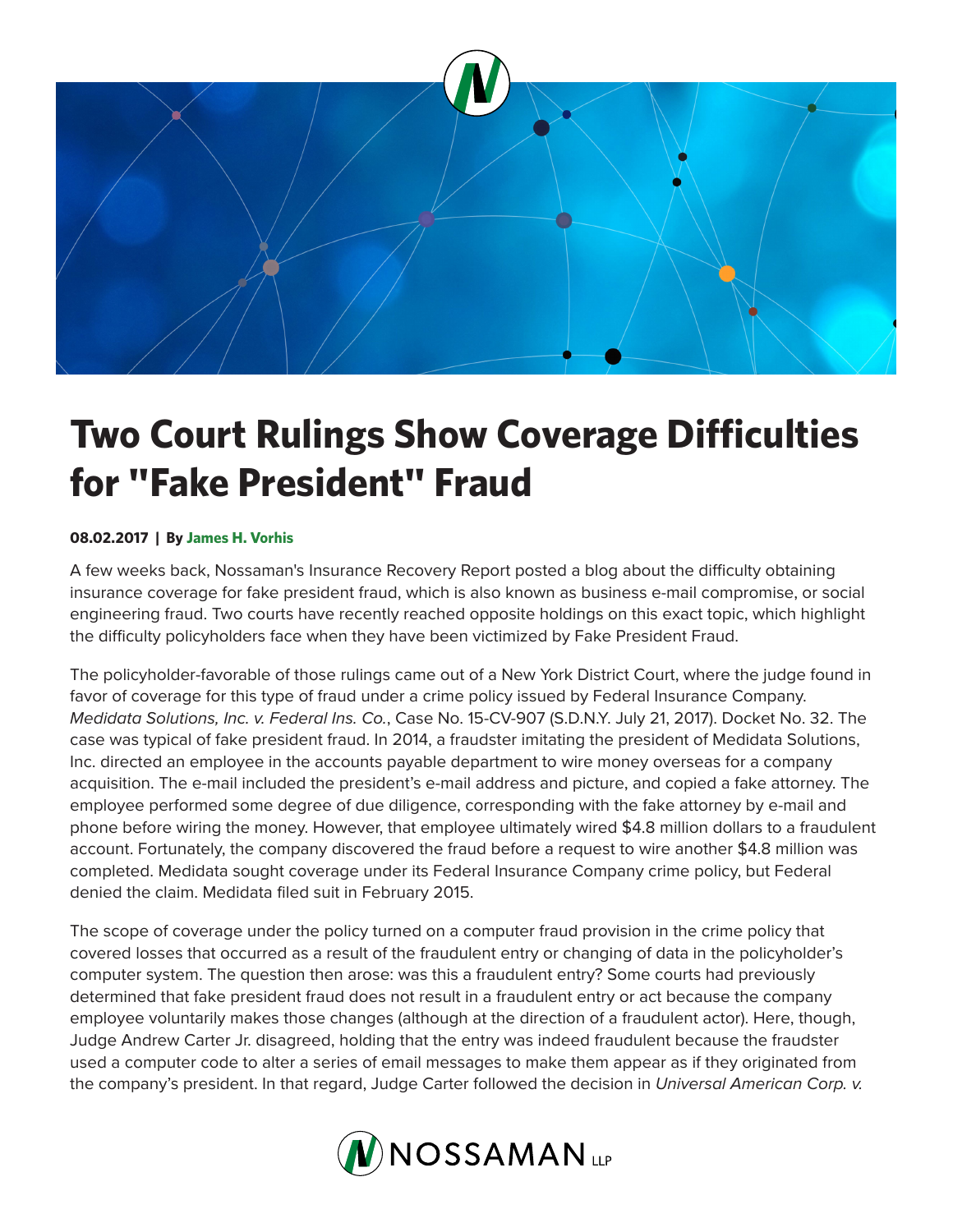# Two Court Rulings Show Coverage Difficulties for "Fake President" Fraud

**08.02.2017 | By James H. Vorhis**

A few weeks back, Nossaman's Insurance Recovery Report posted a blog about the difficulty obtaining insurance coverage for fake president fraud, which is also known as business e-mail compromise, or social engineering fraud. Two courts have recently reached opposite holdings on this exact topic, which highlight the difficulty policyholders face when they have been victimized by Fake President Fraud.

The policyholder-favorable of those rulings came out of a New York District Court, where the judge found in favor of coverage for this type of fraud under a crime policy issued by Federal Insurance Company. *Medidata Solutions, Inc. v. Federal Ins. Co.*, Case No. 15-CV-907 (S.D.N.Y. July 21, 2017). Docket No. 32. The case was typical of fake president fraud. In 2014, a fraudster imitating the president of Medidata Solutions, Inc. directed an employee in the accounts payable department to wire money overseas for a company acquisition. The e-mail included the president's e-mail address and picture, and copied a fake attorney. The employee performed some degree of due diligence, corresponding with the fake attorney by e-mail and phone before wiring the money. However, that employee ultimately wired $4.8 million dollars to a fraudulent account. Fortunately, the company discovered the fraud before a request to wire another $4.8 million was completed. Medidata sought coverage under its Federal Insurance Company crime policy, but Federal denied the claim. Medidata filed suit in February 2015.

The scope of coverage under the policy turned on a computer fraud provision in the crime policy that covered losses that occurred as a result of the fraudulent entry or changing of data in the policyholder's computer system. The question then arose: was this a fraudulent entry? Some courts had previously determined that fake president fraud does not result in a fraudulent entry or act because the company employee voluntarily makes those changes (although at the direction of a fraudulent actor). Here, though, Judge Andrew Carter Jr. disagreed, holding that the entry was indeed fraudulent because the fraudster used a computer code to alter a series of email messages to make them appear as if they originated from the company's president. In that regard, Judge Carter followed the decision in *Universal American Corp. v.*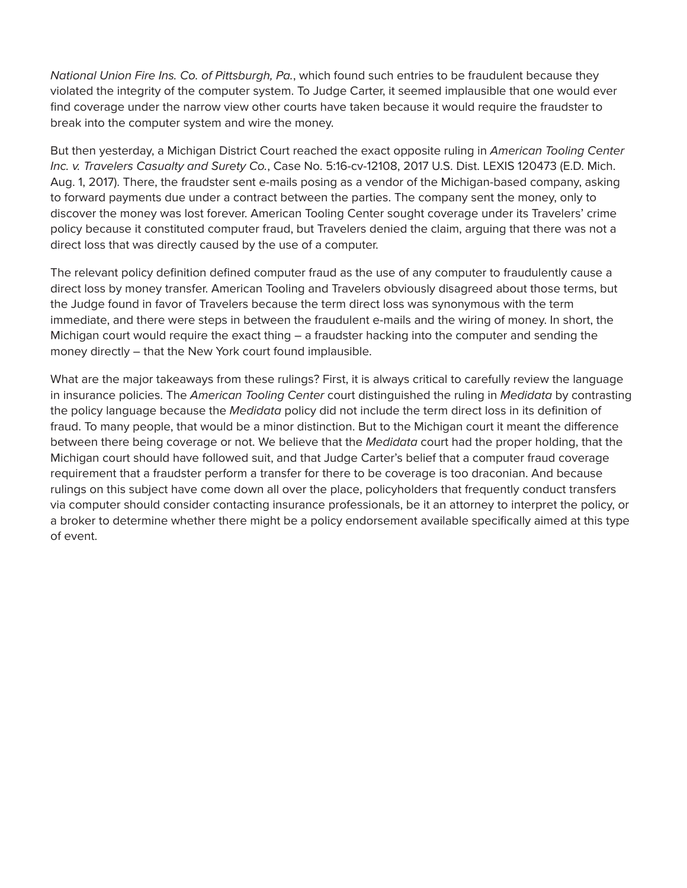*National Union Fire Ins. Co. of Pittsburgh, Pa.*, which found such entries to be fraudulent because they violated the integrity of the computer system. To Judge Carter, it seemed implausible that one would ever find coverage under the narrow view other courts have taken because it would require the fraudster to break into the computer system and wire the money.

But then yesterday, a Michigan District Court reached the exact opposite ruling in *American Tooling Center Inc. v. Travelers Casualty and Surety Co.*, Case No. 5:16-cv-12108, 2017 U.S. Dist. LEXIS 120473 (E.D. Mich. Aug. 1, 2017). There, the fraudster sent e-mails posing as a vendor of the Michigan-based company, asking to forward payments due under a contract between the parties. The company sent the money, only to discover the money was lost forever. American Tooling Center sought coverage under its Travelers' crime policy because it constituted computer fraud, but Travelers denied the claim, arguing that there was not a direct loss that was directly caused by the use of a computer.

The relevant policy definition defined computer fraud as the use of any computer to fraudulently cause a direct loss by money transfer. American Tooling and Travelers obviously disagreed about those terms, but the Judge found in favor of Travelers because the term direct loss was synonymous with the term immediate, and there were steps in between the fraudulent e-mails and the wiring of money. In short, the Michigan court would require the exact thing – a fraudster hacking into the computer and sending the money directly – that the New York court found implausible.

What are the major takeaways from these rulings? First, it is always critical to carefully review the language in insurance policies. The *American Tooling Center* court distinguished the ruling in *Medidata* by contrasting the policy language because the *Medidata* policy did not include the term direct loss in its definition of fraud. To many people, that would be a minor distinction. But to the Michigan court it meant the difference between there being coverage or not. We believe that the *Medidata* court had the proper holding, that the Michigan court should have followed suit, and that Judge Carter's belief that a computer fraud coverage requirement that a fraudster perform a transfer for there to be coverage is too draconian. And because rulings on this subject have come down all over the place, policyholders that frequently conduct transfers via computer should consider contacting insurance professionals, be it an attorney to interpret the policy, or a broker to determine whether there might be a policy endorsement available specifically aimed at this type of event.